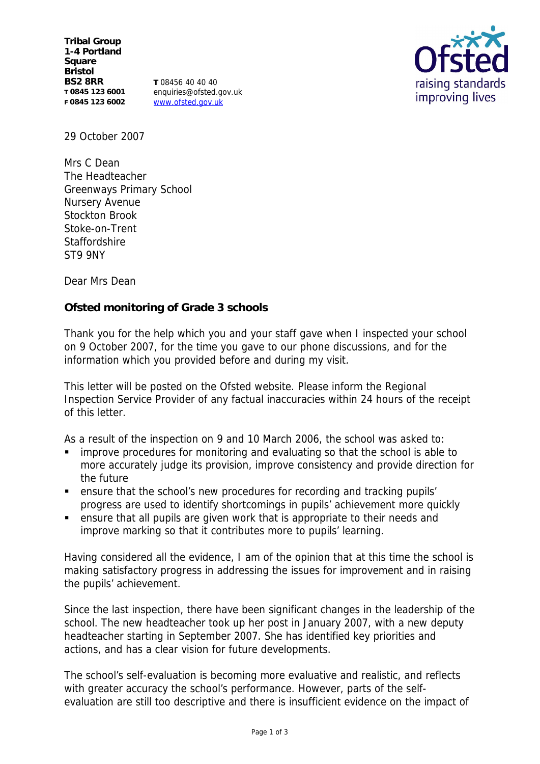**Tribal Group**
**1-4 Portland Square**
**Bristol**
**BS2 8RR**
**T 0845 123 6001**
**F 0845 123 6002**

**T** 08456 40 40 40
enquiries@ofsted.gov.uk
www.ofsted.gov.uk

29 October 2007

Mrs C Dean
The Headteacher
Greenways Primary School
Nursery Avenue
Stockton Brook
Stoke-on-Trent
Staffordshire
ST9 9NY

Dear Mrs Dean

**Ofsted monitoring of Grade 3 schools**

Thank you for the help which you and your staff gave when I inspected your school on 9 October 2007, for the time you gave to our phone discussions, and for the information which you provided before and during my visit.

This letter will be posted on the Ofsted website. Please inform the Regional Inspection Service Provider of any factual inaccuracies within 24 hours of the receipt of this letter.

As a result of the inspection on 9 and 10 March 2006, the school was asked to:

- improve procedures for monitoring and evaluating so that the school is able to more accurately judge its provision, improve consistency and provide direction for the future
- ensure that the school's new procedures for recording and tracking pupils' progress are used to identify shortcomings in pupils' achievement more quickly
- ensure that all pupils are given work that is appropriate to their needs and improve marking so that it contributes more to pupils' learning.

Having considered all the evidence, I am of the opinion that at this time the school is making satisfactory progress in addressing the issues for improvement and in raising the pupils' achievement.

Since the last inspection, there have been significant changes in the leadership of the school. The new headteacher took up her post in January 2007, with a new deputy headteacher starting in September 2007. She has identified key priorities and actions, and has a clear vision for future developments.

The school's self-evaluation is becoming more evaluative and realistic, and reflects with greater accuracy the school's performance. However, parts of the self-evaluation are still too descriptive and there is insufficient evidence on the impact of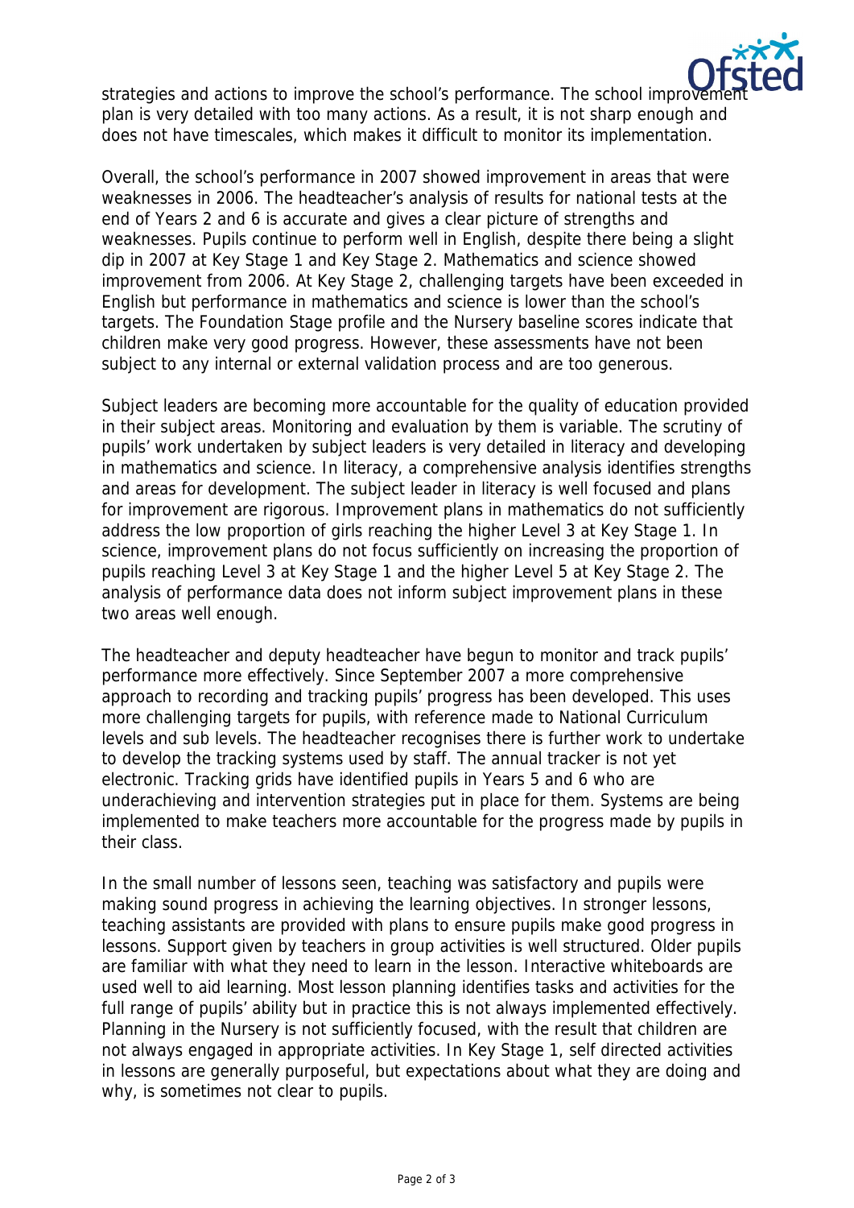strategies and actions to improve the school's performance. The school improvement plan is very detailed with too many actions. As a result, it is not sharp enough and does not have timescales, which makes it difficult to monitor its implementation.

Overall, the school's performance in 2007 showed improvement in areas that were weaknesses in 2006. The headteacher's analysis of results for national tests at the end of Years 2 and 6 is accurate and gives a clear picture of strengths and weaknesses. Pupils continue to perform well in English, despite there being a slight dip in 2007 at Key Stage 1 and Key Stage 2. Mathematics and science showed improvement from 2006. At Key Stage 2, challenging targets have been exceeded in English but performance in mathematics and science is lower than the school's targets. The Foundation Stage profile and the Nursery baseline scores indicate that children make very good progress. However, these assessments have not been subject to any internal or external validation process and are too generous.

Subject leaders are becoming more accountable for the quality of education provided in their subject areas. Monitoring and evaluation by them is variable. The scrutiny of pupils' work undertaken by subject leaders is very detailed in literacy and developing in mathematics and science. In literacy, a comprehensive analysis identifies strengths and areas for development. The subject leader in literacy is well focused and plans for improvement are rigorous. Improvement plans in mathematics do not sufficiently address the low proportion of girls reaching the higher Level 3 at Key Stage 1. In science, improvement plans do not focus sufficiently on increasing the proportion of pupils reaching Level 3 at Key Stage 1 and the higher Level 5 at Key Stage 2. The analysis of performance data does not inform subject improvement plans in these two areas well enough.

The headteacher and deputy headteacher have begun to monitor and track pupils' performance more effectively. Since September 2007 a more comprehensive approach to recording and tracking pupils' progress has been developed. This uses more challenging targets for pupils, with reference made to National Curriculum levels and sub levels. The headteacher recognises there is further work to undertake to develop the tracking systems used by staff. The annual tracker is not yet electronic. Tracking grids have identified pupils in Years 5 and 6 who are underachieving and intervention strategies put in place for them. Systems are being implemented to make teachers more accountable for the progress made by pupils in their class.

In the small number of lessons seen, teaching was satisfactory and pupils were making sound progress in achieving the learning objectives. In stronger lessons, teaching assistants are provided with plans to ensure pupils make good progress in lessons. Support given by teachers in group activities is well structured. Older pupils are familiar with what they need to learn in the lesson. Interactive whiteboards are used well to aid learning. Most lesson planning identifies tasks and activities for the full range of pupils' ability but in practice this is not always implemented effectively. Planning in the Nursery is not sufficiently focused, with the result that children are not always engaged in appropriate activities. In Key Stage 1, self directed activities in lessons are generally purposeful, but expectations about what they are doing and why, is sometimes not clear to pupils.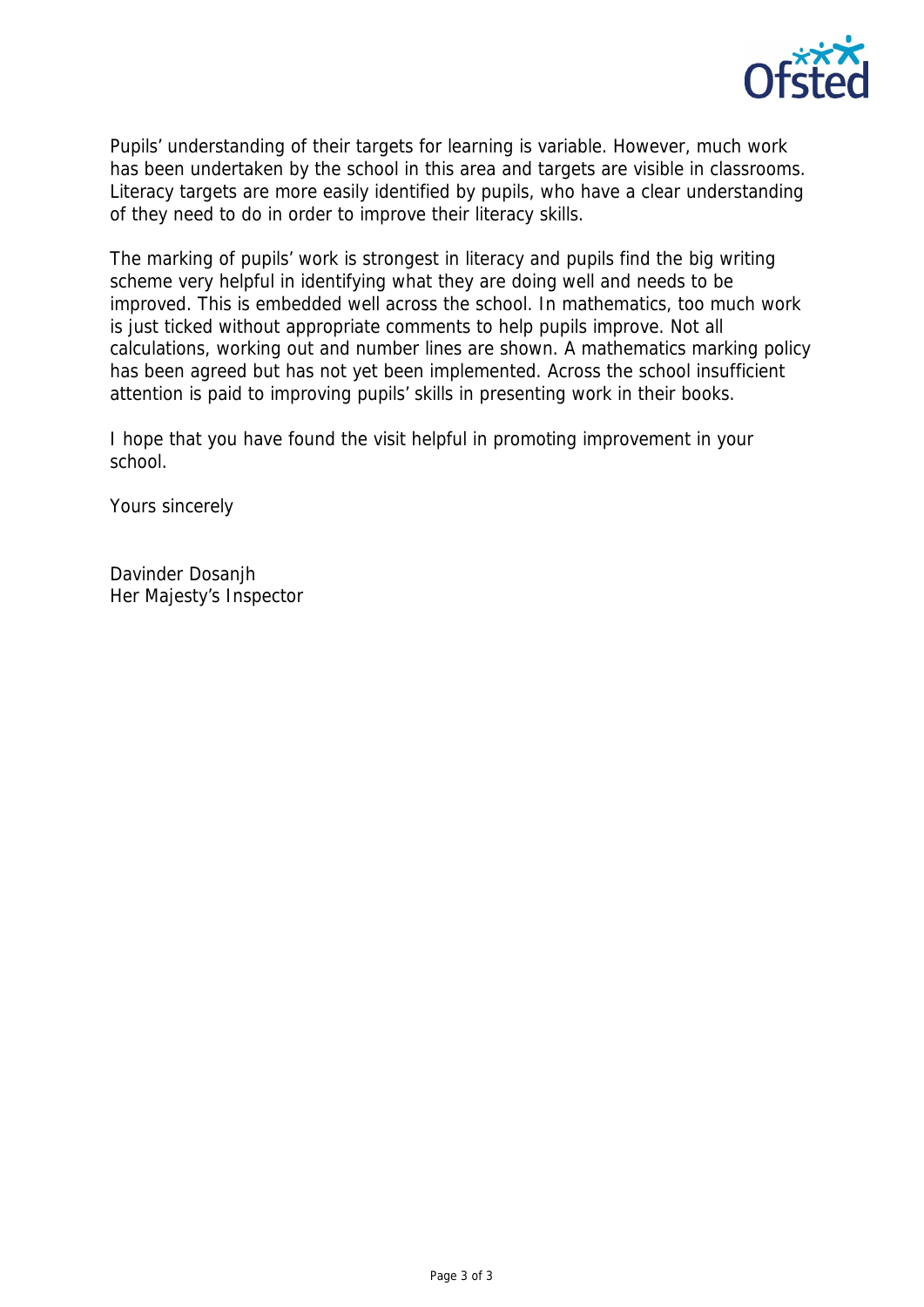Pupils' understanding of their targets for learning is variable. However, much work has been undertaken by the school in this area and targets are visible in classrooms. Literacy targets are more easily identified by pupils, who have a clear understanding of they need to do in order to improve their literacy skills.

The marking of pupils' work is strongest in literacy and pupils find the big writing scheme very helpful in identifying what they are doing well and needs to be improved. This is embedded well across the school. In mathematics, too much work is just ticked without appropriate comments to help pupils improve. Not all calculations, working out and number lines are shown. A mathematics marking policy has been agreed but has not yet been implemented. Across the school insufficient attention is paid to improving pupils' skills in presenting work in their books.

I hope that you have found the visit helpful in promoting improvement in your school.

Yours sincerely

Davinder Dosanjh
Her Majesty's Inspector